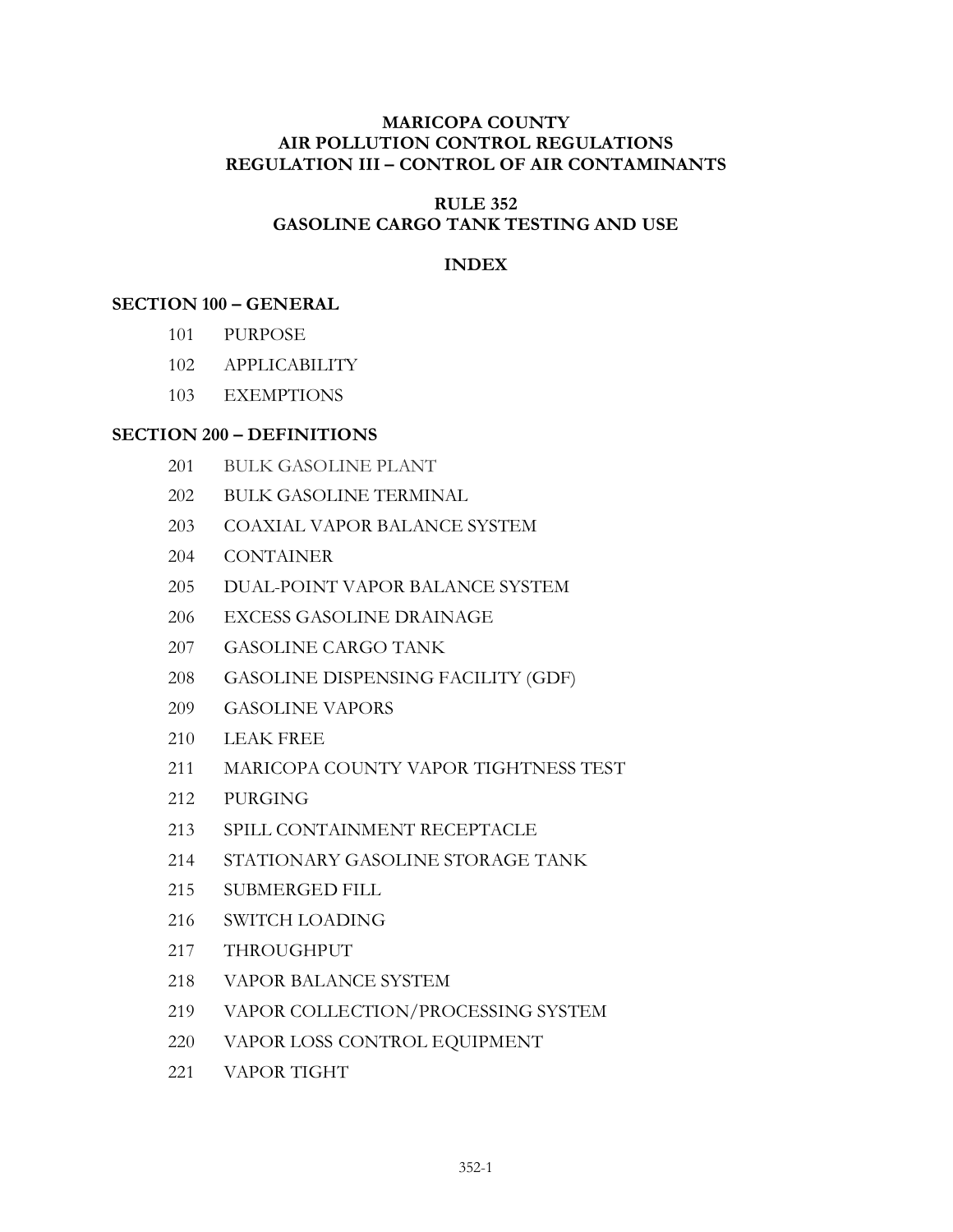# MARICOPA COUNTY
# AIR POLLUTION CONTROL REGULATIONS
# REGULATION III – CONTROL OF AIR CONTAMINANTS

## RULE 352
## GASOLINE CARGO TANK TESTING AND USE

## INDEX

### SECTION 100 – GENERAL

101 PURPOSE

102 APPLICABILITY

103 EXEMPTIONS

### SECTION 200 – DEFINITIONS

201 BULK GASOLINE PLANT

202 BULK GASOLINE TERMINAL

203 COAXIAL VAPOR BALANCE SYSTEM

204 CONTAINER

205 DUAL-POINT VAPOR BALANCE SYSTEM

206 EXCESS GASOLINE DRAINAGE

207 GASOLINE CARGO TANK

208 GASOLINE DISPENSING FACILITY (GDF)

209 GASOLINE VAPORS

210 LEAK FREE

211 MARICOPA COUNTY VAPOR TIGHTNESS TEST

212 PURGING

213 SPILL CONTAINMENT RECEPTACLE

214 STATIONARY GASOLINE STORAGE TANK

215 SUBMERGED FILL

216 SWITCH LOADING

217 THROUGHPUT

218 VAPOR BALANCE SYSTEM

219 VAPOR COLLECTION/PROCESSING SYSTEM

220 VAPOR LOSS CONTROL EQUIPMENT

221 VAPOR TIGHT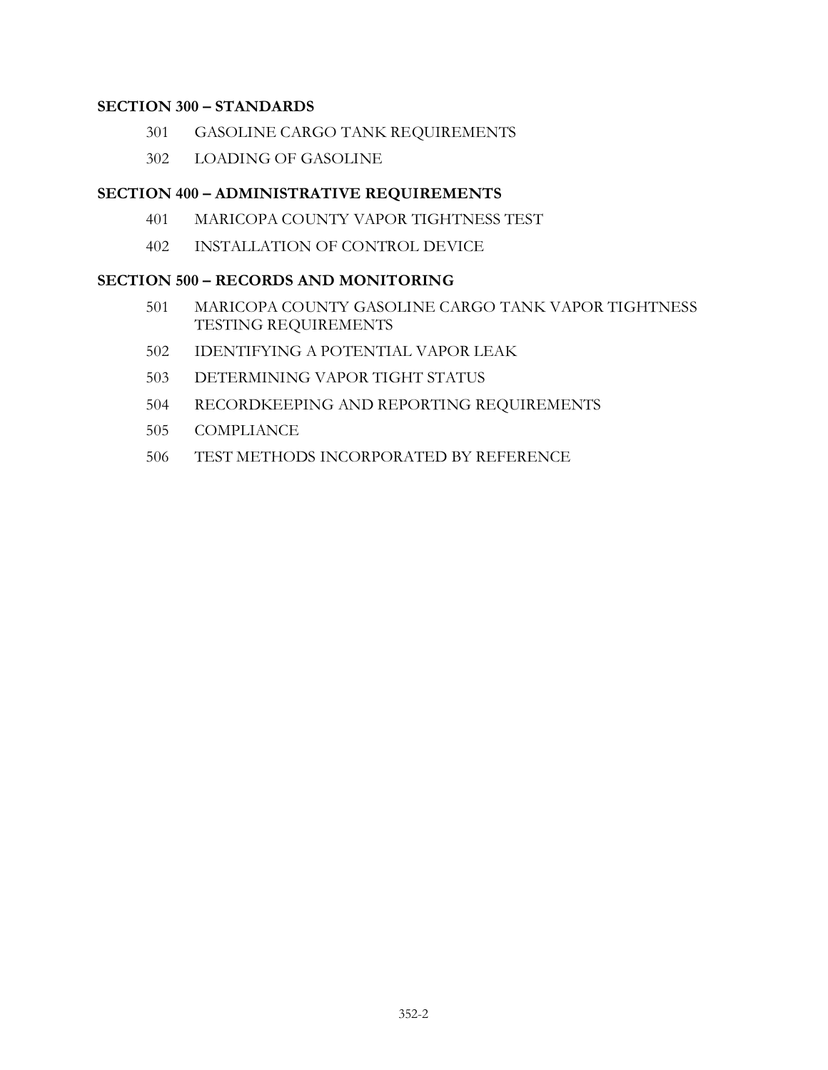**SECTION 300 – STANDARDS**

301 GASOLINE CARGO TANK REQUIREMENTS

302 LOADING OF GASOLINE

**SECTION 400 – ADMINISTRATIVE REQUIREMENTS**

401 MARICOPA COUNTY VAPOR TIGHTNESS TEST

402 INSTALLATION OF CONTROL DEVICE

**SECTION 500 – RECORDS AND MONITORING**

501 MARICOPA COUNTY GASOLINE CARGO TANK VAPOR TIGHTNESS TESTING REQUIREMENTS

502 IDENTIFYING A POTENTIAL VAPOR LEAK

503 DETERMINING VAPOR TIGHT STATUS

504 RECORDKEEPING AND REPORTING REQUIREMENTS

505 COMPLIANCE

506 TEST METHODS INCORPORATED BY REFERENCE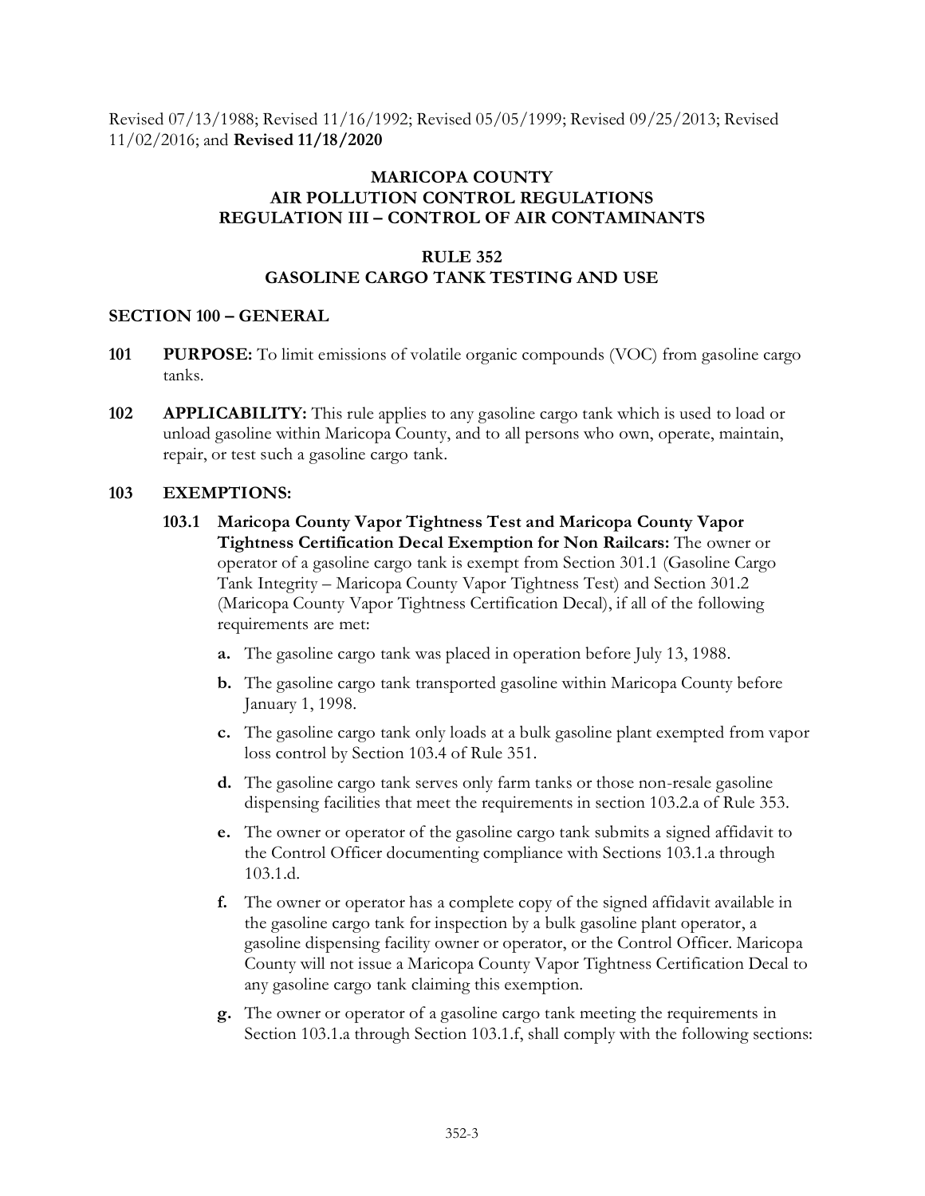Revised 07/13/1988; Revised 11/16/1992; Revised 05/05/1999; Revised 09/25/2013; Revised 11/02/2016; and **Revised 11/18/2020**

**MARICOPA COUNTY**
**AIR POLLUTION CONTROL REGULATIONS**
**REGULATION III – CONTROL OF AIR CONTAMINANTS**

**RULE 352**
**GASOLINE CARGO TANK TESTING AND USE**

## SECTION 100 – GENERAL

**101 PURPOSE:** To limit emissions of volatile organic compounds (VOC) from gasoline cargo tanks.

**102 APPLICABILITY:** This rule applies to any gasoline cargo tank which is used to load or unload gasoline within Maricopa County, and to all persons who own, operate, maintain, repair, or test such a gasoline cargo tank.

**103 EXEMPTIONS:**

**103.1 Maricopa County Vapor Tightness Test and Maricopa County Vapor Tightness Certification Decal Exemption for Non Railcars:** The owner or operator of a gasoline cargo tank is exempt from Section 301.1 (Gasoline Cargo Tank Integrity – Maricopa County Vapor Tightness Test) and Section 301.2 (Maricopa County Vapor Tightness Certification Decal), if all of the following requirements are met:

- **a.** The gasoline cargo tank was placed in operation before July 13, 1988.
- **b.** The gasoline cargo tank transported gasoline within Maricopa County before January 1, 1998.
- **c.** The gasoline cargo tank only loads at a bulk gasoline plant exempted from vapor loss control by Section 103.4 of Rule 351.
- **d.** The gasoline cargo tank serves only farm tanks or those non-resale gasoline dispensing facilities that meet the requirements in section 103.2.a of Rule 353.
- **e.** The owner or operator of the gasoline cargo tank submits a signed affidavit to the Control Officer documenting compliance with Sections 103.1.a through 103.1.d.
- **f.** The owner or operator has a complete copy of the signed affidavit available in the gasoline cargo tank for inspection by a bulk gasoline plant operator, a gasoline dispensing facility owner or operator, or the Control Officer. Maricopa County will not issue a Maricopa County Vapor Tightness Certification Decal to any gasoline cargo tank claiming this exemption.
- **g.** The owner or operator of a gasoline cargo tank meeting the requirements in Section 103.1.a through Section 103.1.f, shall comply with the following sections: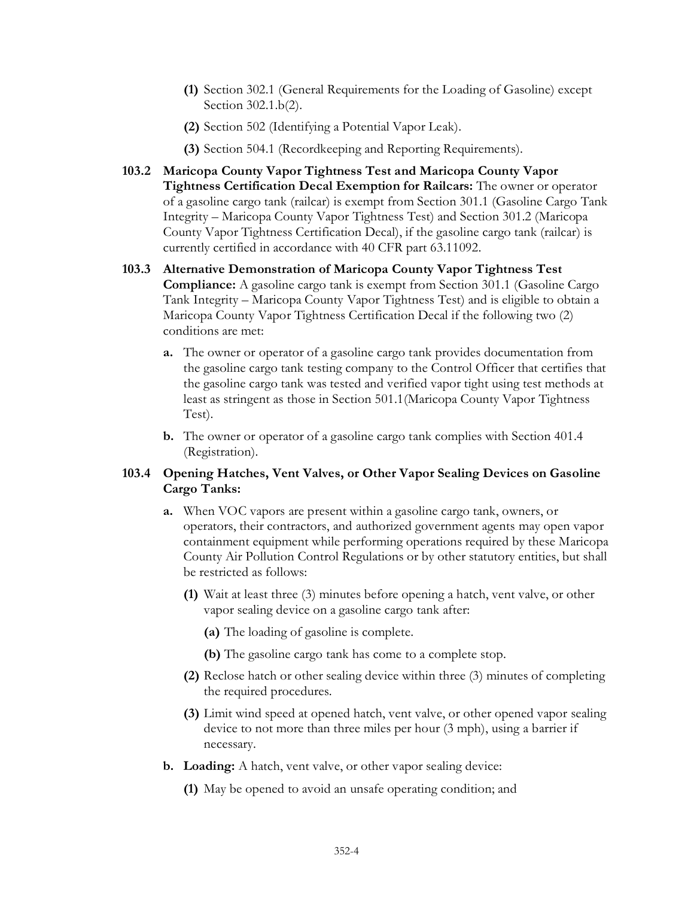**(1)** Section 302.1 (General Requirements for the Loading of Gasoline) except Section 302.1.b(2).

**(2)** Section 502 (Identifying a Potential Vapor Leak).

**(3)** Section 504.1 (Recordkeeping and Reporting Requirements).

**103.2 Maricopa County Vapor Tightness Test and Maricopa County Vapor Tightness Certification Decal Exemption for Railcars:** The owner or operator of a gasoline cargo tank (railcar) is exempt from Section 301.1 (Gasoline Cargo Tank Integrity – Maricopa County Vapor Tightness Test) and Section 301.2 (Maricopa County Vapor Tightness Certification Decal), if the gasoline cargo tank (railcar) is currently certified in accordance with 40 CFR part 63.11092.

**103.3 Alternative Demonstration of Maricopa County Vapor Tightness Test Compliance:** A gasoline cargo tank is exempt from Section 301.1 (Gasoline Cargo Tank Integrity – Maricopa County Vapor Tightness Test) and is eligible to obtain a Maricopa County Vapor Tightness Certification Decal if the following two (2) conditions are met:

**a.** The owner or operator of a gasoline cargo tank provides documentation from the gasoline cargo tank testing company to the Control Officer that certifies that the gasoline cargo tank was tested and verified vapor tight using test methods at least as stringent as those in Section 501.1(Maricopa County Vapor Tightness Test).

**b.** The owner or operator of a gasoline cargo tank complies with Section 401.4 (Registration).

**103.4 Opening Hatches, Vent Valves, or Other Vapor Sealing Devices on Gasoline Cargo Tanks:**

**a.** When VOC vapors are present within a gasoline cargo tank, owners, or operators, their contractors, and authorized government agents may open vapor containment equipment while performing operations required by these Maricopa County Air Pollution Control Regulations or by other statutory entities, but shall be restricted as follows:

**(1)** Wait at least three (3) minutes before opening a hatch, vent valve, or other vapor sealing device on a gasoline cargo tank after:

**(a)** The loading of gasoline is complete.

**(b)** The gasoline cargo tank has come to a complete stop.

**(2)** Reclose hatch or other sealing device within three (3) minutes of completing the required procedures.

**(3)** Limit wind speed at opened hatch, vent valve, or other opened vapor sealing device to not more than three miles per hour (3 mph), using a barrier if necessary.

**b. Loading:** A hatch, vent valve, or other vapor sealing device:

**(1)** May be opened to avoid an unsafe operating condition; and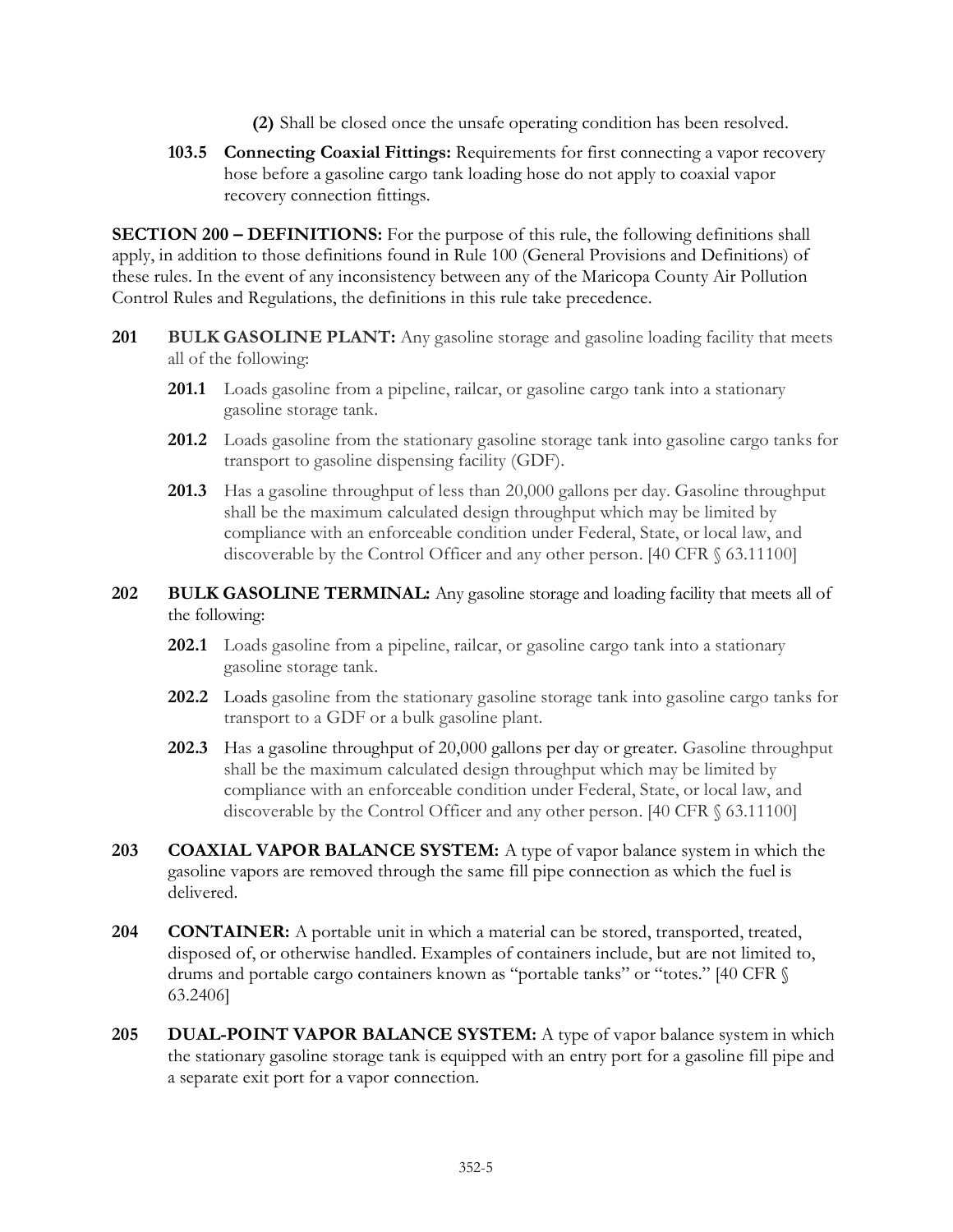**(2)** Shall be closed once the unsafe operating condition has been resolved.

**103.5 Connecting Coaxial Fittings:** Requirements for first connecting a vapor recovery hose before a gasoline cargo tank loading hose do not apply to coaxial vapor recovery connection fittings.

**SECTION 200 – DEFINITIONS:** For the purpose of this rule, the following definitions shall apply, in addition to those definitions found in Rule 100 (General Provisions and Definitions) of these rules. In the event of any inconsistency between any of the Maricopa County Air Pollution Control Rules and Regulations, the definitions in this rule take precedence.

**201 BULK GASOLINE PLANT:** Any gasoline storage and gasoline loading facility that meets all of the following:

**201.1** Loads gasoline from a pipeline, railcar, or gasoline cargo tank into a stationary gasoline storage tank.

**201.2** Loads gasoline from the stationary gasoline storage tank into gasoline cargo tanks for transport to gasoline dispensing facility (GDF).

**201.3** Has a gasoline throughput of less than 20,000 gallons per day. Gasoline throughput shall be the maximum calculated design throughput which may be limited by compliance with an enforceable condition under Federal, State, or local law, and discoverable by the Control Officer and any other person. [40 CFR § 63.11100]

**202 BULK GASOLINE TERMINAL:** Any gasoline storage and loading facility that meets all of the following:

**202.1** Loads gasoline from a pipeline, railcar, or gasoline cargo tank into a stationary gasoline storage tank.

**202.2** Loads gasoline from the stationary gasoline storage tank into gasoline cargo tanks for transport to a GDF or a bulk gasoline plant.

**202.3** Has a gasoline throughput of 20,000 gallons per day or greater. Gasoline throughput shall be the maximum calculated design throughput which may be limited by compliance with an enforceable condition under Federal, State, or local law, and discoverable by the Control Officer and any other person. [40 CFR § 63.11100]

**203 COAXIAL VAPOR BALANCE SYSTEM:** A type of vapor balance system in which the gasoline vapors are removed through the same fill pipe connection as which the fuel is delivered.

**204 CONTAINER:** A portable unit in which a material can be stored, transported, treated, disposed of, or otherwise handled. Examples of containers include, but are not limited to, drums and portable cargo containers known as "portable tanks" or "totes." [40 CFR § 63.2406]

**205 DUAL-POINT VAPOR BALANCE SYSTEM:** A type of vapor balance system in which the stationary gasoline storage tank is equipped with an entry port for a gasoline fill pipe and a separate exit port for a vapor connection.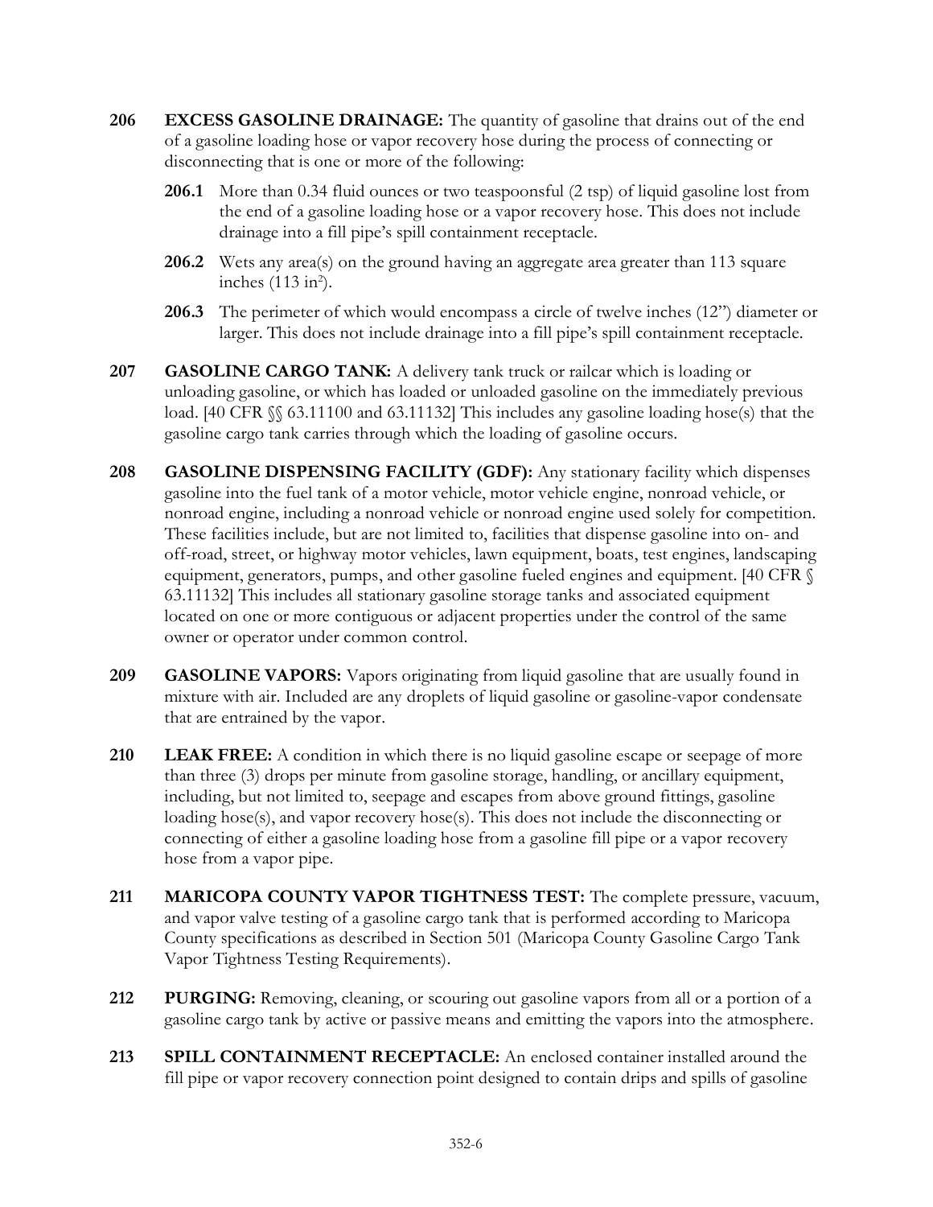**206 EXCESS GASOLINE DRAINAGE:** The quantity of gasoline that drains out of the end of a gasoline loading hose or vapor recovery hose during the process of connecting or disconnecting that is one or more of the following:

**206.1** More than 0.34 fluid ounces or two teaspoonsful (2 tsp) of liquid gasoline lost from the end of a gasoline loading hose or a vapor recovery hose. This does not include drainage into a fill pipe's spill containment receptacle.

**206.2** Wets any area(s) on the ground having an aggregate area greater than 113 square inches (113 $in^2$).

**206.3** The perimeter of which would encompass a circle of twelve inches (12") diameter or larger. This does not include drainage into a fill pipe's spill containment receptacle.

**207 GASOLINE CARGO TANK:** A delivery tank truck or railcar which is loading or unloading gasoline, or which has loaded or unloaded gasoline on the immediately previous load. [40 CFR §§ 63.11100 and 63.11132] This includes any gasoline loading hose(s) that the gasoline cargo tank carries through which the loading of gasoline occurs.

**208 GASOLINE DISPENSING FACILITY (GDF):** Any stationary facility which dispenses gasoline into the fuel tank of a motor vehicle, motor vehicle engine, nonroad vehicle, or nonroad engine, including a nonroad vehicle or nonroad engine used solely for competition. These facilities include, but are not limited to, facilities that dispense gasoline into on- and off-road, street, or highway motor vehicles, lawn equipment, boats, test engines, landscaping equipment, generators, pumps, and other gasoline fueled engines and equipment. [40 CFR § 63.11132] This includes all stationary gasoline storage tanks and associated equipment located on one or more contiguous or adjacent properties under the control of the same owner or operator under common control.

**209 GASOLINE VAPORS:** Vapors originating from liquid gasoline that are usually found in mixture with air. Included are any droplets of liquid gasoline or gasoline-vapor condensate that are entrained by the vapor.

**210 LEAK FREE:** A condition in which there is no liquid gasoline escape or seepage of more than three (3) drops per minute from gasoline storage, handling, or ancillary equipment, including, but not limited to, seepage and escapes from above ground fittings, gasoline loading hose(s), and vapor recovery hose(s). This does not include the disconnecting or connecting of either a gasoline loading hose from a gasoline fill pipe or a vapor recovery hose from a vapor pipe.

**211 MARICOPA COUNTY VAPOR TIGHTNESS TEST:** The complete pressure, vacuum, and vapor valve testing of a gasoline cargo tank that is performed according to Maricopa County specifications as described in Section 501 (Maricopa County Gasoline Cargo Tank Vapor Tightness Testing Requirements).

**212 PURGING:** Removing, cleaning, or scouring out gasoline vapors from all or a portion of a gasoline cargo tank by active or passive means and emitting the vapors into the atmosphere.

**213 SPILL CONTAINMENT RECEPTACLE:** An enclosed container installed around the fill pipe or vapor recovery connection point designed to contain drips and spills of gasoline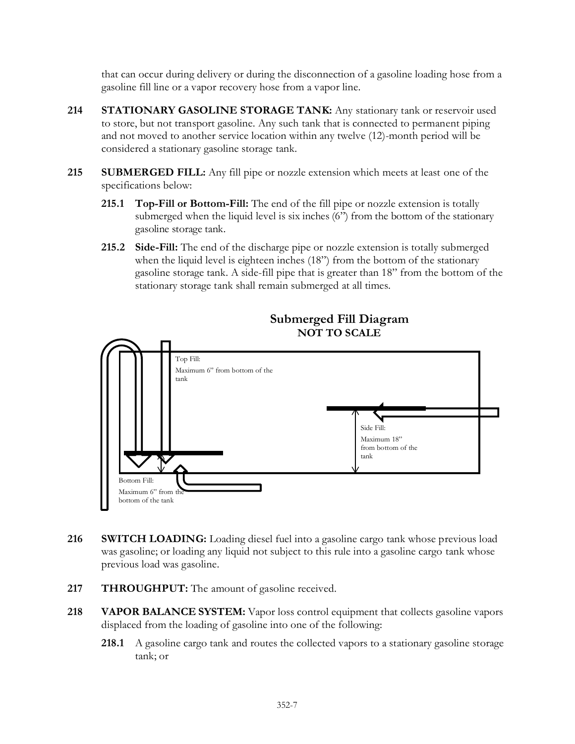that can occur during delivery or during the disconnection of a gasoline loading hose from a gasoline fill line or a vapor recovery hose from a vapor line.

**214 STATIONARY GASOLINE STORAGE TANK:** Any stationary tank or reservoir used to store, but not transport gasoline. Any such tank that is connected to permanent piping and not moved to another service location within any twelve (12)-month period will be considered a stationary gasoline storage tank.

**215 SUBMERGED FILL:** Any fill pipe or nozzle extension which meets at least one of the specifications below:

**215.1 Top-Fill or Bottom-Fill:** The end of the fill pipe or nozzle extension is totally submerged when the liquid level is six inches (6") from the bottom of the stationary gasoline storage tank.

**215.2 Side-Fill:** The end of the discharge pipe or nozzle extension is totally submerged when the liquid level is eighteen inches (18") from the bottom of the stationary gasoline storage tank. A side-fill pipe that is greater than 18" from the bottom of the stationary storage tank shall remain submerged at all times.

**Submerged Fill Diagram**
**NOT TO SCALE**

Top Fill:
Maximum 6" from bottom of the tank

Side Fill:
Maximum 18" from bottom of the tank

Bottom Fill:
Maximum 6" from the bottom of the tank

**216 SWITCH LOADING:** Loading diesel fuel into a gasoline cargo tank whose previous load was gasoline; or loading any liquid not subject to this rule into a gasoline cargo tank whose previous load was gasoline.

**217 THROUGHPUT:** The amount of gasoline received.

**218 VAPOR BALANCE SYSTEM:** Vapor loss control equipment that collects gasoline vapors displaced from the loading of gasoline into one of the following:

**218.1** A gasoline cargo tank and routes the collected vapors to a stationary gasoline storage tank; or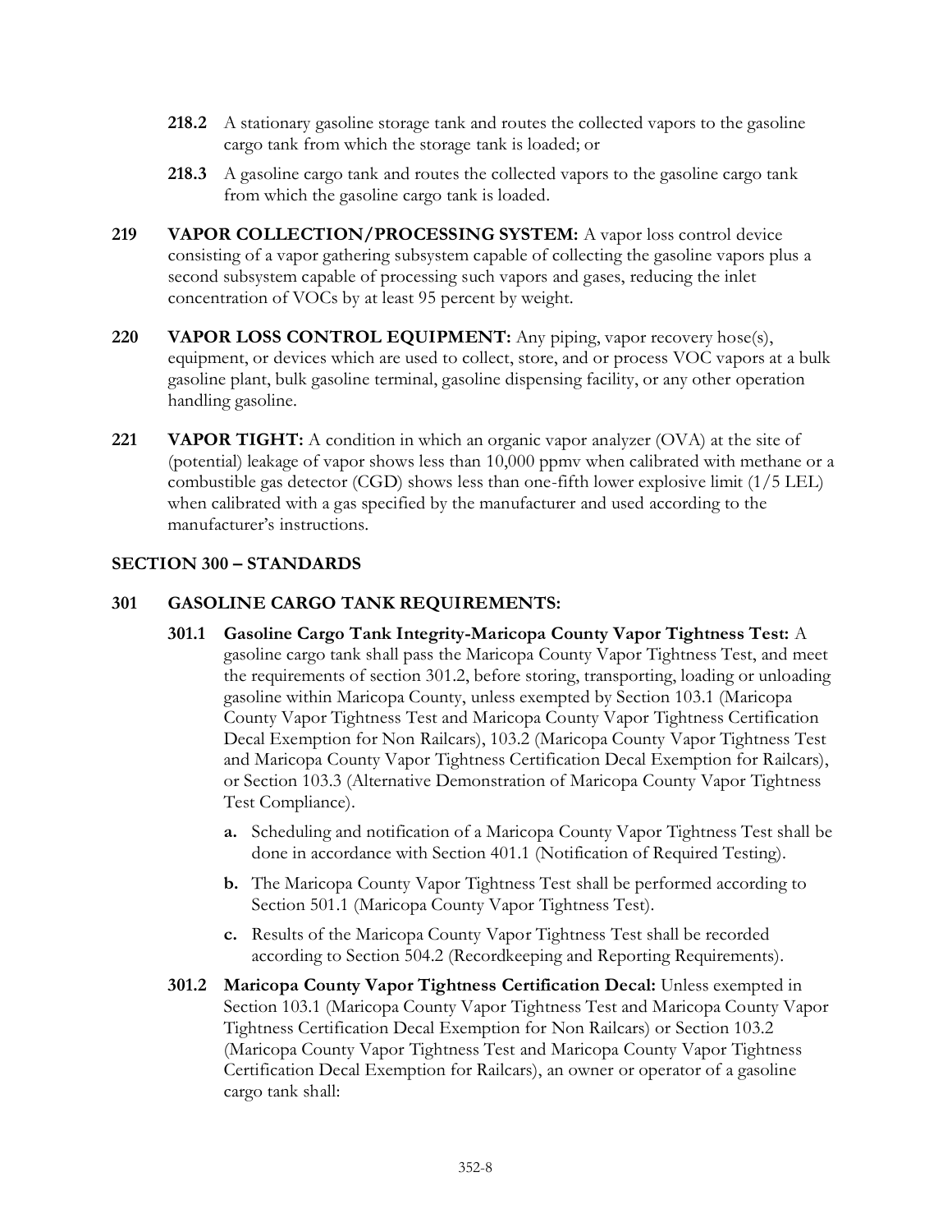**218.2** A stationary gasoline storage tank and routes the collected vapors to the gasoline cargo tank from which the storage tank is loaded; or

**218.3** A gasoline cargo tank and routes the collected vapors to the gasoline cargo tank from which the gasoline cargo tank is loaded.

**219 VAPOR COLLECTION/PROCESSING SYSTEM:** A vapor loss control device consisting of a vapor gathering subsystem capable of collecting the gasoline vapors plus a second subsystem capable of processing such vapors and gases, reducing the inlet concentration of VOCs by at least 95 percent by weight.

**220 VAPOR LOSS CONTROL EQUIPMENT:** Any piping, vapor recovery hose(s), equipment, or devices which are used to collect, store, and or process VOC vapors at a bulk gasoline plant, bulk gasoline terminal, gasoline dispensing facility, or any other operation handling gasoline.

**221 VAPOR TIGHT:** A condition in which an organic vapor analyzer (OVA) at the site of (potential) leakage of vapor shows less than 10,000 ppmv when calibrated with methane or a combustible gas detector (CGD) shows less than one-fifth lower explosive limit (1/5 LEL) when calibrated with a gas specified by the manufacturer and used according to the manufacturer's instructions.

## SECTION 300 – STANDARDS

### 301 GASOLINE CARGO TANK REQUIREMENTS:

**301.1 Gasoline Cargo Tank Integrity-Maricopa County Vapor Tightness Test:** A gasoline cargo tank shall pass the Maricopa County Vapor Tightness Test, and meet the requirements of section 301.2, before storing, transporting, loading or unloading gasoline within Maricopa County, unless exempted by Section 103.1 (Maricopa County Vapor Tightness Test and Maricopa County Vapor Tightness Certification Decal Exemption for Non Railcars), 103.2 (Maricopa County Vapor Tightness Test and Maricopa County Vapor Tightness Certification Decal Exemption for Railcars), or Section 103.3 (Alternative Demonstration of Maricopa County Vapor Tightness Test Compliance).

- **a.** Scheduling and notification of a Maricopa County Vapor Tightness Test shall be done in accordance with Section 401.1 (Notification of Required Testing).
- **b.** The Maricopa County Vapor Tightness Test shall be performed according to Section 501.1 (Maricopa County Vapor Tightness Test).
- **c.** Results of the Maricopa County Vapor Tightness Test shall be recorded according to Section 504.2 (Recordkeeping and Reporting Requirements).

**301.2 Maricopa County Vapor Tightness Certification Decal:** Unless exempted in Section 103.1 (Maricopa County Vapor Tightness Test and Maricopa County Vapor Tightness Certification Decal Exemption for Non Railcars) or Section 103.2 (Maricopa County Vapor Tightness Test and Maricopa County Vapor Tightness Certification Decal Exemption for Railcars), an owner or operator of a gasoline cargo tank shall: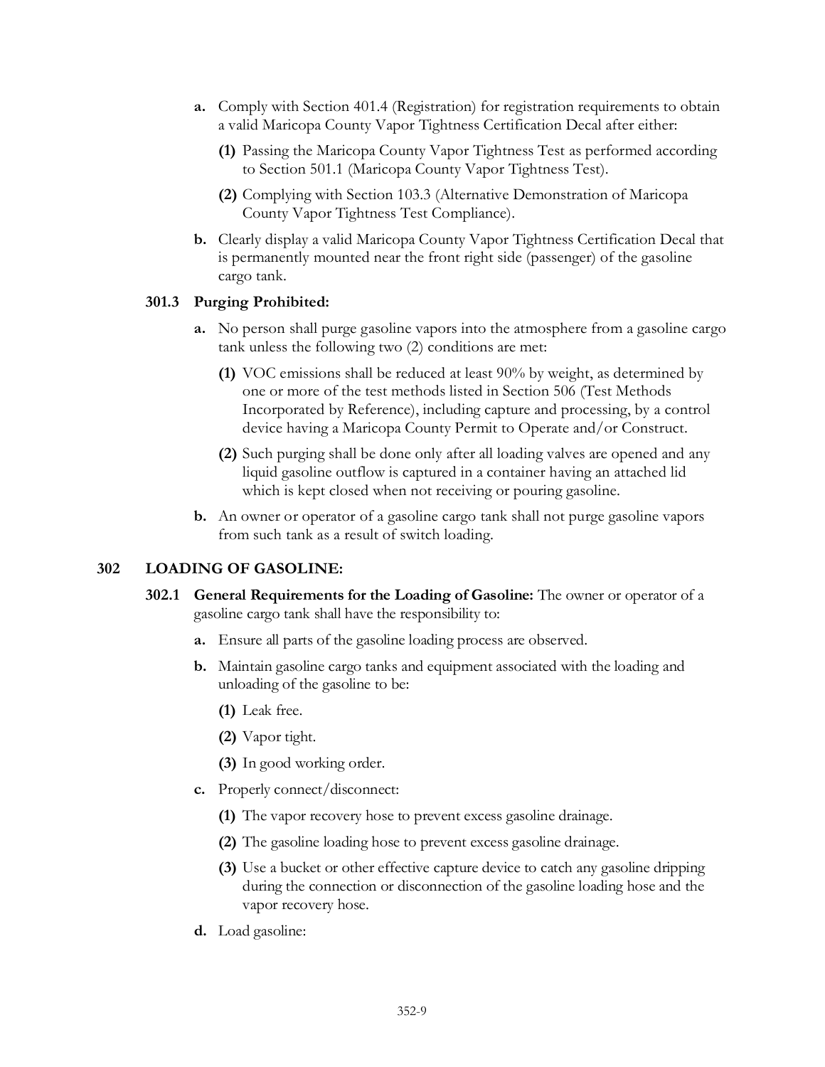**a.** Comply with Section 401.4 (Registration) for registration requirements to obtain a valid Maricopa County Vapor Tightness Certification Decal after either:

**(1)** Passing the Maricopa County Vapor Tightness Test as performed according to Section 501.1 (Maricopa County Vapor Tightness Test).

**(2)** Complying with Section 103.3 (Alternative Demonstration of Maricopa County Vapor Tightness Test Compliance).

**b.** Clearly display a valid Maricopa County Vapor Tightness Certification Decal that is permanently mounted near the front right side (passenger) of the gasoline cargo tank.

### 301.3 Purging Prohibited:

**a.** No person shall purge gasoline vapors into the atmosphere from a gasoline cargo tank unless the following two (2) conditions are met:

**(1)** VOC emissions shall be reduced at least 90% by weight, as determined by one or more of the test methods listed in Section 506 (Test Methods Incorporated by Reference), including capture and processing, by a control device having a Maricopa County Permit to Operate and/or Construct.

**(2)** Such purging shall be done only after all loading valves are opened and any liquid gasoline outflow is captured in a container having an attached lid which is kept closed when not receiving or pouring gasoline.

**b.** An owner or operator of a gasoline cargo tank shall not purge gasoline vapors from such tank as a result of switch loading.

## 302 LOADING OF GASOLINE:

**302.1 General Requirements for the Loading of Gasoline:** The owner or operator of a gasoline cargo tank shall have the responsibility to:

**a.** Ensure all parts of the gasoline loading process are observed.

**b.** Maintain gasoline cargo tanks and equipment associated with the loading and unloading of the gasoline to be:

**(1)** Leak free.

**(2)** Vapor tight.

**(3)** In good working order.

**c.** Properly connect/disconnect:

**(1)** The vapor recovery hose to prevent excess gasoline drainage.

**(2)** The gasoline loading hose to prevent excess gasoline drainage.

**(3)** Use a bucket or other effective capture device to catch any gasoline dripping during the connection or disconnection of the gasoline loading hose and the vapor recovery hose.

**d.** Load gasoline: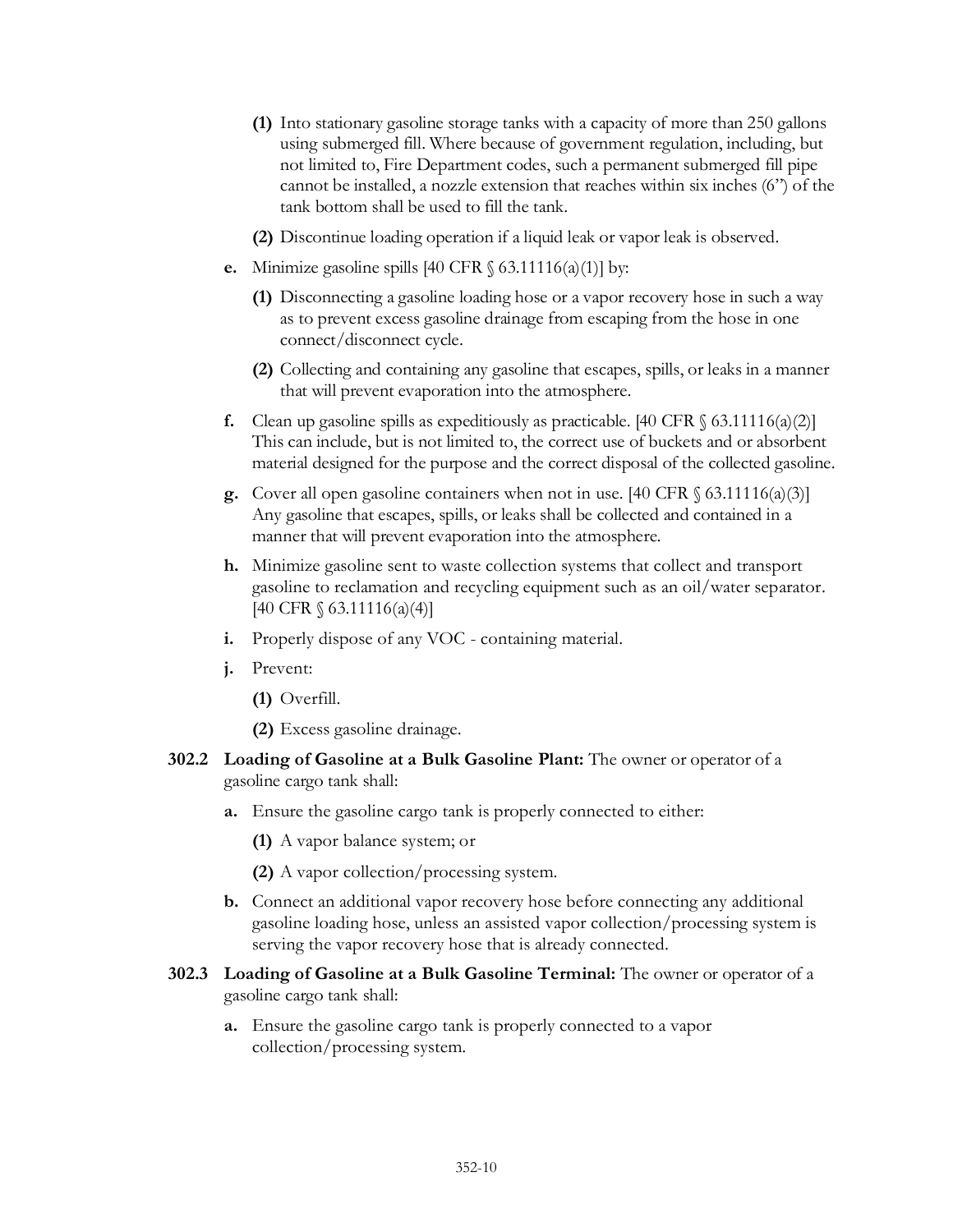**(1)** Into stationary gasoline storage tanks with a capacity of more than 250 gallons using submerged fill. Where because of government regulation, including, but not limited to, Fire Department codes, such a permanent submerged fill pipe cannot be installed, a nozzle extension that reaches within six inches (6") of the tank bottom shall be used to fill the tank.

**(2)** Discontinue loading operation if a liquid leak or vapor leak is observed.

**e.** Minimize gasoline spills [40 CFR § 63.11116(a)(1)] by:

**(1)** Disconnecting a gasoline loading hose or a vapor recovery hose in such a way as to prevent excess gasoline drainage from escaping from the hose in one connect/disconnect cycle.

**(2)** Collecting and containing any gasoline that escapes, spills, or leaks in a manner that will prevent evaporation into the atmosphere.

**f.** Clean up gasoline spills as expeditiously as practicable. [40 CFR § 63.11116(a)(2)] This can include, but is not limited to, the correct use of buckets and or absorbent material designed for the purpose and the correct disposal of the collected gasoline.

**g.** Cover all open gasoline containers when not in use. [40 CFR § 63.11116(a)(3)] Any gasoline that escapes, spills, or leaks shall be collected and contained in a manner that will prevent evaporation into the atmosphere.

**h.** Minimize gasoline sent to waste collection systems that collect and transport gasoline to reclamation and recycling equipment such as an oil/water separator. [40 CFR § 63.11116(a)(4)]

**i.** Properly dispose of any VOC - containing material.

**j.** Prevent:

**(1)** Overfill.

**(2)** Excess gasoline drainage.

**302.2 Loading of Gasoline at a Bulk Gasoline Plant:** The owner or operator of a gasoline cargo tank shall:

**a.** Ensure the gasoline cargo tank is properly connected to either:

**(1)** A vapor balance system; or

**(2)** A vapor collection/processing system.

**b.** Connect an additional vapor recovery hose before connecting any additional gasoline loading hose, unless an assisted vapor collection/processing system is serving the vapor recovery hose that is already connected.

**302.3 Loading of Gasoline at a Bulk Gasoline Terminal:** The owner or operator of a gasoline cargo tank shall:

**a.** Ensure the gasoline cargo tank is properly connected to a vapor collection/processing system.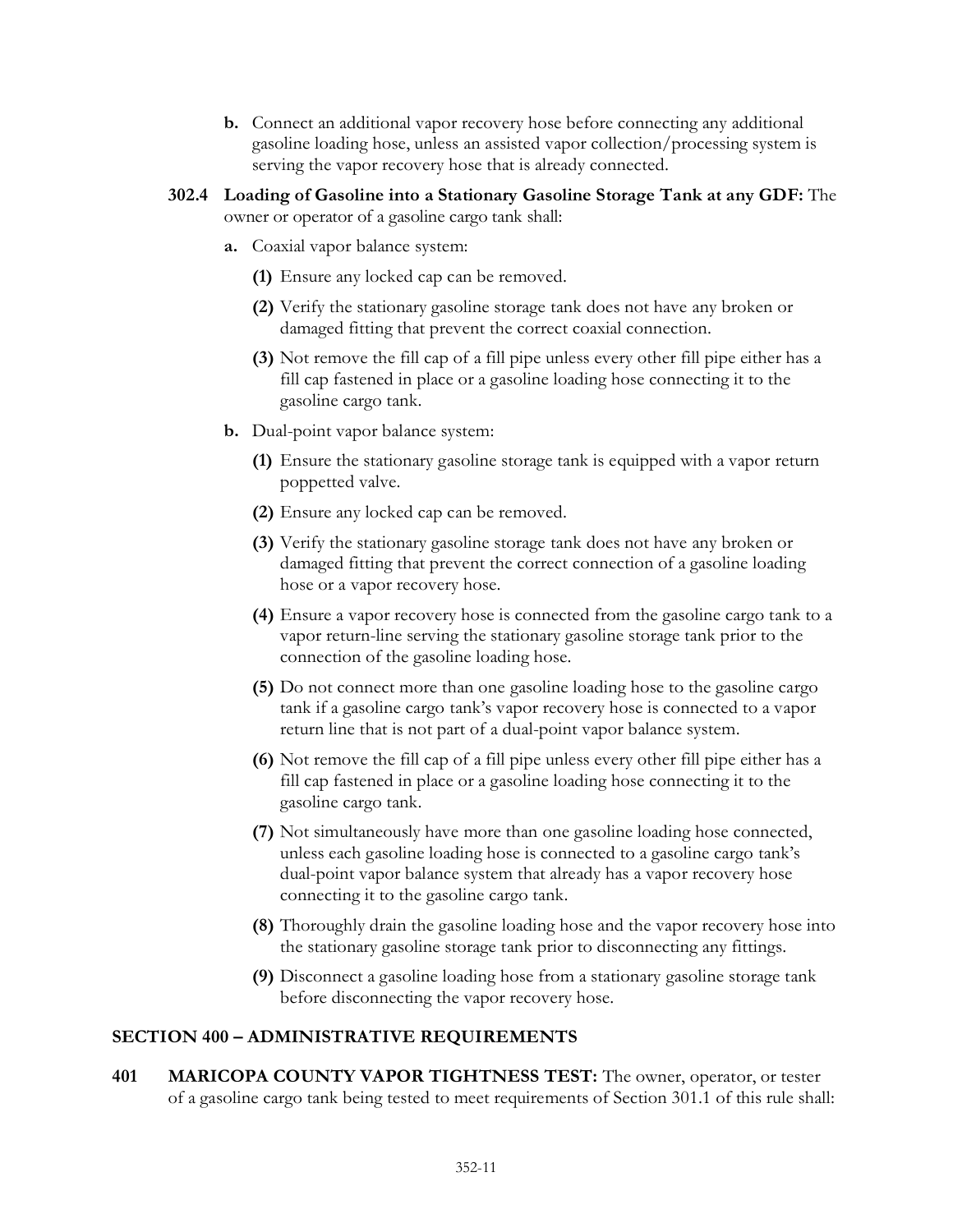**b.** Connect an additional vapor recovery hose before connecting any additional gasoline loading hose, unless an assisted vapor collection/processing system is serving the vapor recovery hose that is already connected.

**302.4 Loading of Gasoline into a Stationary Gasoline Storage Tank at any GDF:** The owner or operator of a gasoline cargo tank shall:

**a.** Coaxial vapor balance system:

**(1)** Ensure any locked cap can be removed.

**(2)** Verify the stationary gasoline storage tank does not have any broken or damaged fitting that prevent the correct coaxial connection.

**(3)** Not remove the fill cap of a fill pipe unless every other fill pipe either has a fill cap fastened in place or a gasoline loading hose connecting it to the gasoline cargo tank.

**b.** Dual-point vapor balance system:

**(1)** Ensure the stationary gasoline storage tank is equipped with a vapor return poppetted valve.

**(2)** Ensure any locked cap can be removed.

**(3)** Verify the stationary gasoline storage tank does not have any broken or damaged fitting that prevent the correct connection of a gasoline loading hose or a vapor recovery hose.

**(4)** Ensure a vapor recovery hose is connected from the gasoline cargo tank to a vapor return-line serving the stationary gasoline storage tank prior to the connection of the gasoline loading hose.

**(5)** Do not connect more than one gasoline loading hose to the gasoline cargo tank if a gasoline cargo tank's vapor recovery hose is connected to a vapor return line that is not part of a dual-point vapor balance system.

**(6)** Not remove the fill cap of a fill pipe unless every other fill pipe either has a fill cap fastened in place or a gasoline loading hose connecting it to the gasoline cargo tank.

**(7)** Not simultaneously have more than one gasoline loading hose connected, unless each gasoline loading hose is connected to a gasoline cargo tank's dual-point vapor balance system that already has a vapor recovery hose connecting it to the gasoline cargo tank.

**(8)** Thoroughly drain the gasoline loading hose and the vapor recovery hose into the stationary gasoline storage tank prior to disconnecting any fittings.

**(9)** Disconnect a gasoline loading hose from a stationary gasoline storage tank before disconnecting the vapor recovery hose.

## SECTION 400 – ADMINISTRATIVE REQUIREMENTS

**401 MARICOPA COUNTY VAPOR TIGHTNESS TEST:** The owner, operator, or tester of a gasoline cargo tank being tested to meet requirements of Section 301.1 of this rule shall: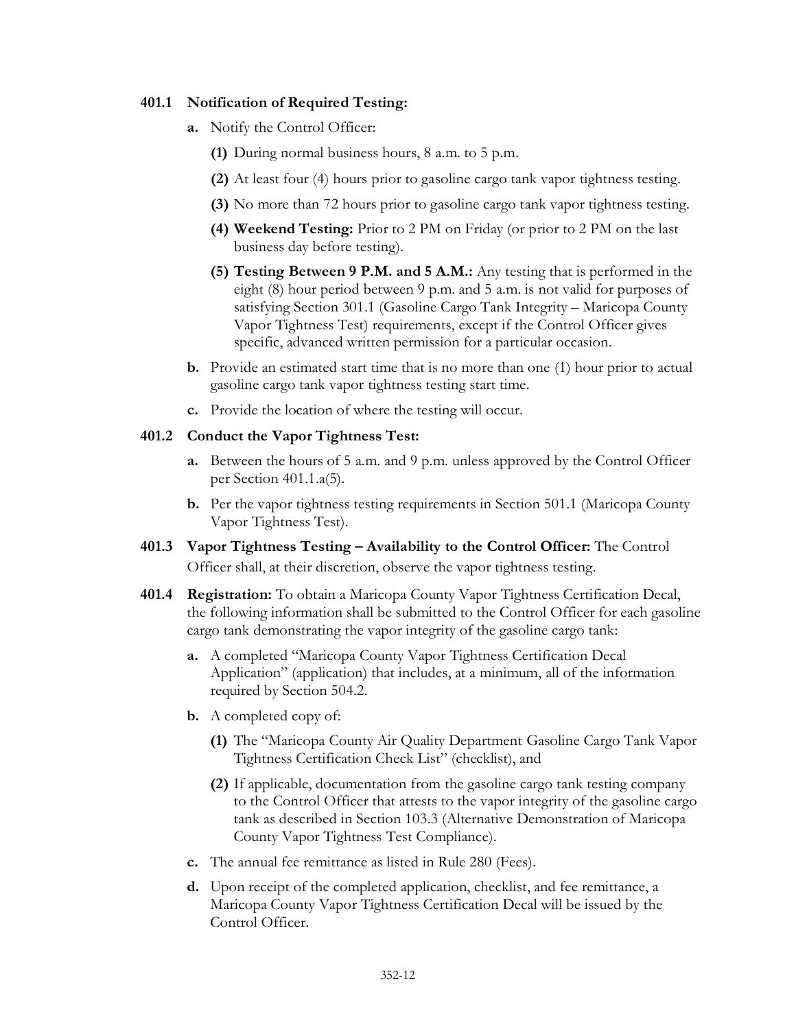**401.1 Notification of Required Testing:**

- **a.** Notify the Control Officer:
  - **(1)** During normal business hours, 8 a.m. to 5 p.m.
  - **(2)** At least four (4) hours prior to gasoline cargo tank vapor tightness testing.
  - **(3)** No more than 72 hours prior to gasoline cargo tank vapor tightness testing.
  - **(4) Weekend Testing:** Prior to 2 PM on Friday (or prior to 2 PM on the last business day before testing).
  - **(5) Testing Between 9 P.M. and 5 A.M.:** Any testing that is performed in the eight (8) hour period between 9 p.m. and 5 a.m. is not valid for purposes of satisfying Section 301.1 (Gasoline Cargo Tank Integrity – Maricopa County Vapor Tightness Test) requirements, except if the Control Officer gives specific, advanced written permission for a particular occasion.
- **b.** Provide an estimated start time that is no more than one (1) hour prior to actual gasoline cargo tank vapor tightness testing start time.
- **c.** Provide the location of where the testing will occur.

**401.2 Conduct the Vapor Tightness Test:**

- **a.** Between the hours of 5 a.m. and 9 p.m. unless approved by the Control Officer per Section 401.1.a(5).
- **b.** Per the vapor tightness testing requirements in Section 501.1 (Maricopa County Vapor Tightness Test).

**401.3 Vapor Tightness Testing – Availability to the Control Officer:** The Control Officer shall, at their discretion, observe the vapor tightness testing.

**401.4 Registration:** To obtain a Maricopa County Vapor Tightness Certification Decal, the following information shall be submitted to the Control Officer for each gasoline cargo tank demonstrating the vapor integrity of the gasoline cargo tank:

- **a.** A completed "Maricopa County Vapor Tightness Certification Decal Application" (application) that includes, at a minimum, all of the information required by Section 504.2.
- **b.** A completed copy of:
  - **(1)** The "Maricopa County Air Quality Department Gasoline Cargo Tank Vapor Tightness Certification Check List" (checklist), and
  - **(2)** If applicable, documentation from the gasoline cargo tank testing company to the Control Officer that attests to the vapor integrity of the gasoline cargo tank as described in Section 103.3 (Alternative Demonstration of Maricopa County Vapor Tightness Test Compliance).
- **c.** The annual fee remittance as listed in Rule 280 (Fees).
- **d.** Upon receipt of the completed application, checklist, and fee remittance, a Maricopa County Vapor Tightness Certification Decal will be issued by the Control Officer.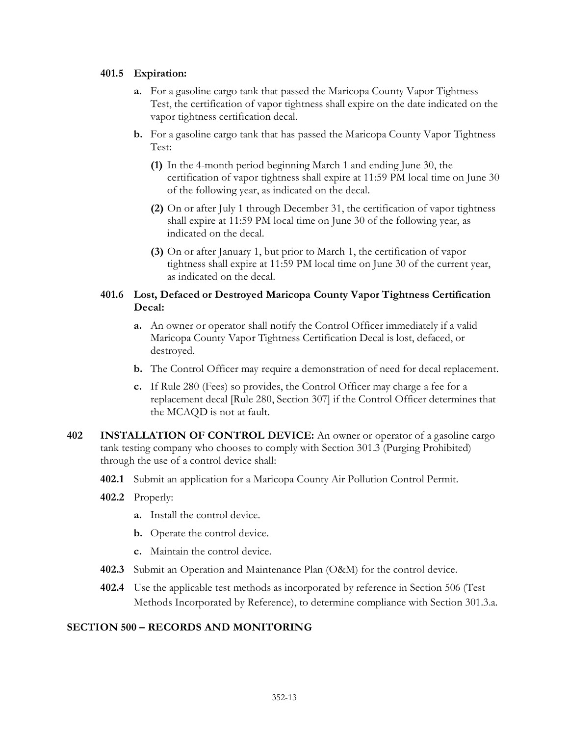**401.5 Expiration:**

**a.** For a gasoline cargo tank that passed the Maricopa County Vapor Tightness Test, the certification of vapor tightness shall expire on the date indicated on the vapor tightness certification decal.

**b.** For a gasoline cargo tank that has passed the Maricopa County Vapor Tightness Test:

**(1)** In the 4-month period beginning March 1 and ending June 30, the certification of vapor tightness shall expire at 11:59 PM local time on June 30 of the following year, as indicated on the decal.

**(2)** On or after July 1 through December 31, the certification of vapor tightness shall expire at 11:59 PM local time on June 30 of the following year, as indicated on the decal.

**(3)** On or after January 1, but prior to March 1, the certification of vapor tightness shall expire at 11:59 PM local time on June 30 of the current year, as indicated on the decal.

**401.6 Lost, Defaced or Destroyed Maricopa County Vapor Tightness Certification Decal:**

**a.** An owner or operator shall notify the Control Officer immediately if a valid Maricopa County Vapor Tightness Certification Decal is lost, defaced, or destroyed.

**b.** The Control Officer may require a demonstration of need for decal replacement.

**c.** If Rule 280 (Fees) so provides, the Control Officer may charge a fee for a replacement decal [Rule 280, Section 307] if the Control Officer determines that the MCAQD is not at fault.

**402 INSTALLATION OF CONTROL DEVICE:** An owner or operator of a gasoline cargo tank testing company who chooses to comply with Section 301.3 (Purging Prohibited) through the use of a control device shall:

**402.1** Submit an application for a Maricopa County Air Pollution Control Permit.

**402.2** Properly:

**a.** Install the control device.

**b.** Operate the control device.

**c.** Maintain the control device.

**402.3** Submit an Operation and Maintenance Plan (O&M) for the control device.

**402.4** Use the applicable test methods as incorporated by reference in Section 506 (Test Methods Incorporated by Reference), to determine compliance with Section 301.3.a.

## SECTION 500 – RECORDS AND MONITORING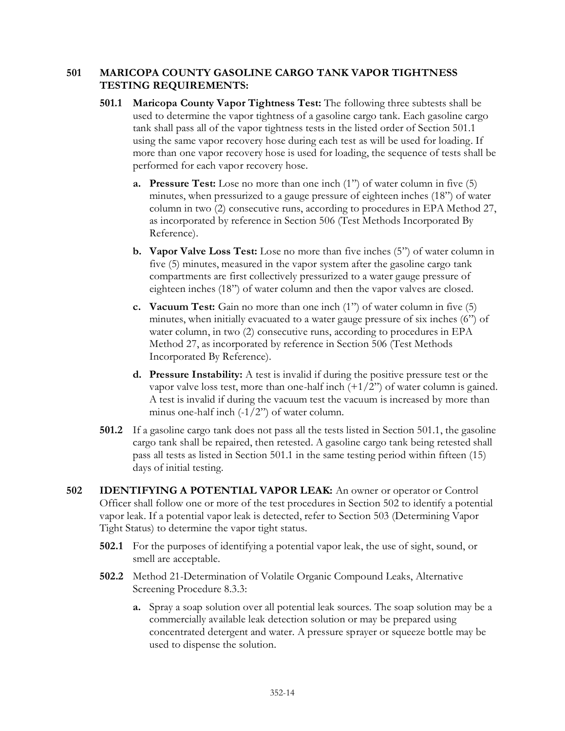**501 MARICOPA COUNTY GASOLINE CARGO TANK VAPOR TIGHTNESS TESTING REQUIREMENTS:**

**501.1 Maricopa County Vapor Tightness Test:** The following three subtests shall be used to determine the vapor tightness of a gasoline cargo tank. Each gasoline cargo tank shall pass all of the vapor tightness tests in the listed order of Section 501.1 using the same vapor recovery hose during each test as will be used for loading. If more than one vapor recovery hose is used for loading, the sequence of tests shall be performed for each vapor recovery hose.

**a. Pressure Test:** Lose no more than one inch (1") of water column in five (5) minutes, when pressurized to a gauge pressure of eighteen inches (18") of water column in two (2) consecutive runs, according to procedures in EPA Method 27, as incorporated by reference in Section 506 (Test Methods Incorporated By Reference).

**b. Vapor Valve Loss Test:** Lose no more than five inches (5") of water column in five (5) minutes, measured in the vapor system after the gasoline cargo tank compartments are first collectively pressurized to a water gauge pressure of eighteen inches (18") of water column and then the vapor valves are closed.

**c. Vacuum Test:** Gain no more than one inch (1") of water column in five (5) minutes, when initially evacuated to a water gauge pressure of six inches (6") of water column, in two (2) consecutive runs, according to procedures in EPA Method 27, as incorporated by reference in Section 506 (Test Methods Incorporated By Reference).

**d. Pressure Instability:** A test is invalid if during the positive pressure test or the vapor valve loss test, more than one-half inch (+1/2") of water column is gained. A test is invalid if during the vacuum test the vacuum is increased by more than minus one-half inch (-1/2") of water column.

**501.2** If a gasoline cargo tank does not pass all the tests listed in Section 501.1, the gasoline cargo tank shall be repaired, then retested. A gasoline cargo tank being retested shall pass all tests as listed in Section 501.1 in the same testing period within fifteen (15) days of initial testing.

**502 IDENTIFYING A POTENTIAL VAPOR LEAK:** An owner or operator or Control Officer shall follow one or more of the test procedures in Section 502 to identify a potential vapor leak. If a potential vapor leak is detected, refer to Section 503 (Determining Vapor Tight Status) to determine the vapor tight status.

**502.1** For the purposes of identifying a potential vapor leak, the use of sight, sound, or smell are acceptable.

**502.2** Method 21-Determination of Volatile Organic Compound Leaks, Alternative Screening Procedure 8.3.3:

**a.** Spray a soap solution over all potential leak sources. The soap solution may be a commercially available leak detection solution or may be prepared using concentrated detergent and water. A pressure sprayer or squeeze bottle may be used to dispense the solution.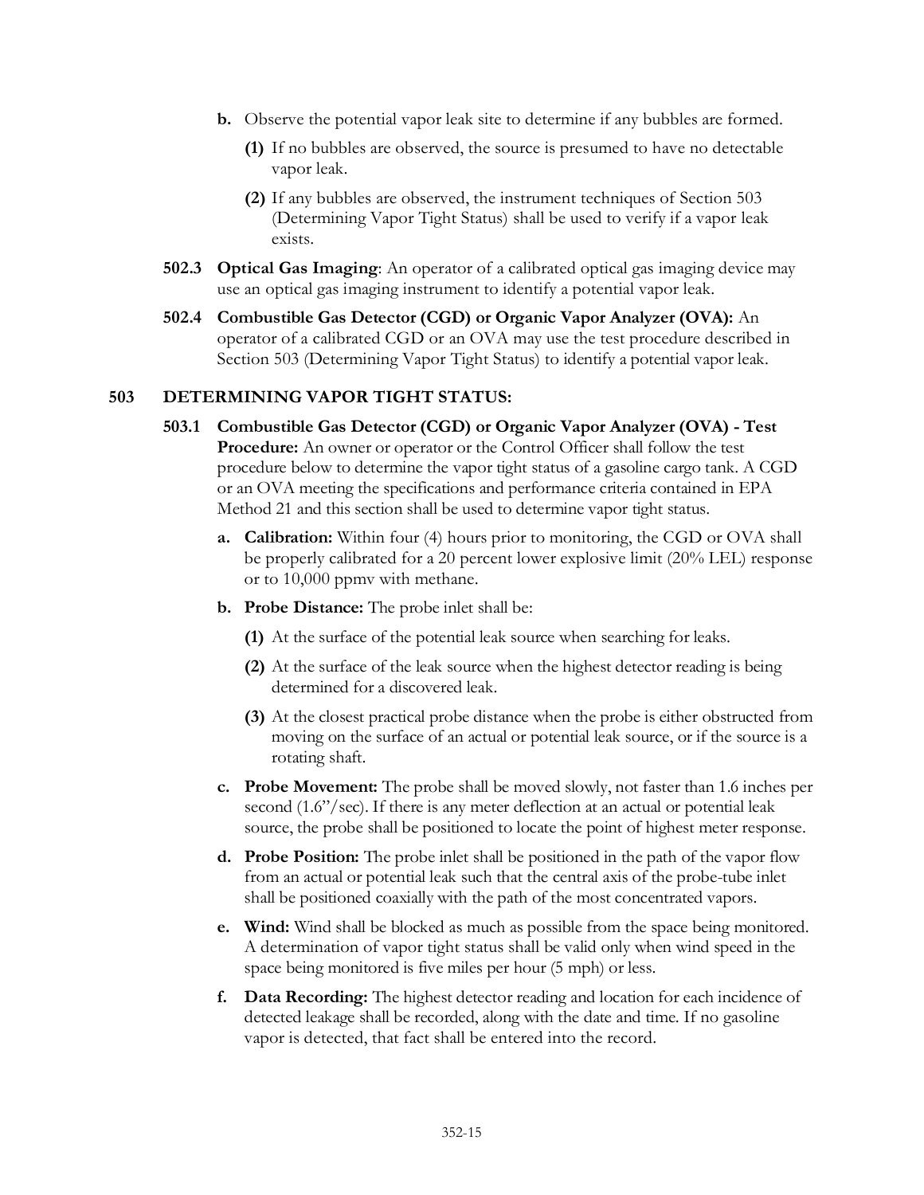**b.** Observe the potential vapor leak site to determine if any bubbles are formed.

**(1)** If no bubbles are observed, the source is presumed to have no detectable vapor leak.

**(2)** If any bubbles are observed, the instrument techniques of Section 503 (Determining Vapor Tight Status) shall be used to verify if a vapor leak exists.

**502.3 Optical Gas Imaging**: An operator of a calibrated optical gas imaging device may use an optical gas imaging instrument to identify a potential vapor leak.

**502.4 Combustible Gas Detector (CGD) or Organic Vapor Analyzer (OVA):** An operator of a calibrated CGD or an OVA may use the test procedure described in Section 503 (Determining Vapor Tight Status) to identify a potential vapor leak.

## 503 DETERMINING VAPOR TIGHT STATUS:

**503.1 Combustible Gas Detector (CGD) or Organic Vapor Analyzer (OVA) - Test Procedure:** An owner or operator or the Control Officer shall follow the test procedure below to determine the vapor tight status of a gasoline cargo tank. A CGD or an OVA meeting the specifications and performance criteria contained in EPA Method 21 and this section shall be used to determine vapor tight status.

**a. Calibration:** Within four (4) hours prior to monitoring, the CGD or OVA shall be properly calibrated for a 20 percent lower explosive limit (20% LEL) response or to 10,000 ppmv with methane.

**b. Probe Distance:** The probe inlet shall be:

**(1)** At the surface of the potential leak source when searching for leaks.

**(2)** At the surface of the leak source when the highest detector reading is being determined for a discovered leak.

**(3)** At the closest practical probe distance when the probe is either obstructed from moving on the surface of an actual or potential leak source, or if the source is a rotating shaft.

**c. Probe Movement:** The probe shall be moved slowly, not faster than 1.6 inches per second (1.6"/sec). If there is any meter deflection at an actual or potential leak source, the probe shall be positioned to locate the point of highest meter response.

**d. Probe Position:** The probe inlet shall be positioned in the path of the vapor flow from an actual or potential leak such that the central axis of the probe-tube inlet shall be positioned coaxially with the path of the most concentrated vapors.

**e. Wind:** Wind shall be blocked as much as possible from the space being monitored. A determination of vapor tight status shall be valid only when wind speed in the space being monitored is five miles per hour (5 mph) or less.

**f. Data Recording:** The highest detector reading and location for each incidence of detected leakage shall be recorded, along with the date and time. If no gasoline vapor is detected, that fact shall be entered into the record.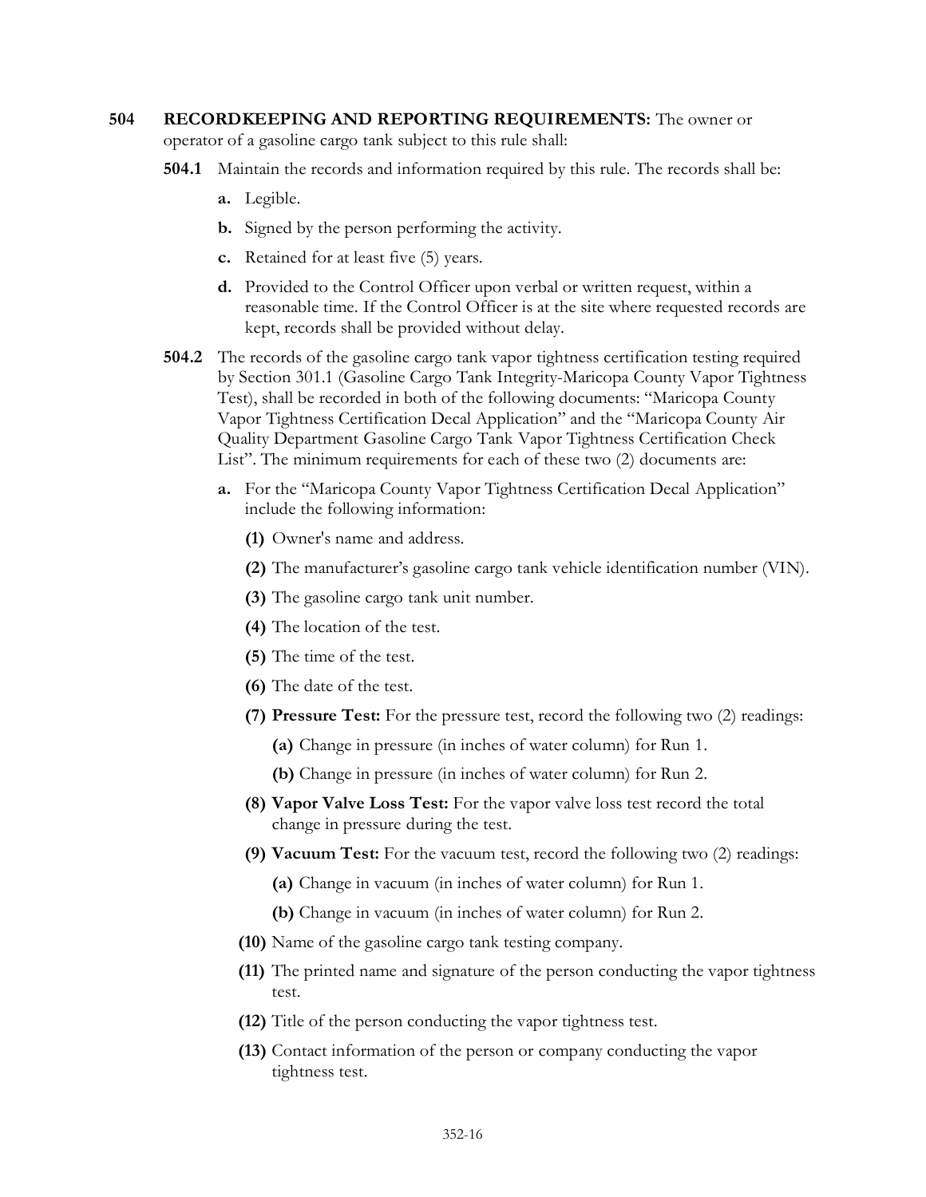**504 RECORDKEEPING AND REPORTING REQUIREMENTS:** The owner or operator of a gasoline cargo tank subject to this rule shall:

**504.1** Maintain the records and information required by this rule. The records shall be:

- **a.** Legible.
- **b.** Signed by the person performing the activity.
- **c.** Retained for at least five (5) years.
- **d.** Provided to the Control Officer upon verbal or written request, within a reasonable time. If the Control Officer is at the site where requested records are kept, records shall be provided without delay.

**504.2** The records of the gasoline cargo tank vapor tightness certification testing required by Section 301.1 (Gasoline Cargo Tank Integrity-Maricopa County Vapor Tightness Test), shall be recorded in both of the following documents: "Maricopa County Vapor Tightness Certification Decal Application" and the "Maricopa County Air Quality Department Gasoline Cargo Tank Vapor Tightness Certification Check List". The minimum requirements for each of these two (2) documents are:

- **a.** For the "Maricopa County Vapor Tightness Certification Decal Application" include the following information:
  - **(1)** Owner's name and address.
  - **(2)** The manufacturer's gasoline cargo tank vehicle identification number (VIN).
  - **(3)** The gasoline cargo tank unit number.
  - **(4)** The location of the test.
  - **(5)** The time of the test.
  - **(6)** The date of the test.
  - **(7)** **Pressure Test:** For the pressure test, record the following two (2) readings:
    - **(a)** Change in pressure (in inches of water column) for Run 1.
    - **(b)** Change in pressure (in inches of water column) for Run 2.
  - **(8)** **Vapor Valve Loss Test:** For the vapor valve loss test record the total change in pressure during the test.
  - **(9)** **Vacuum Test:** For the vacuum test, record the following two (2) readings:
    - **(a)** Change in vacuum (in inches of water column) for Run 1.
    - **(b)** Change in vacuum (in inches of water column) for Run 2.
  - **(10)** Name of the gasoline cargo tank testing company.
  - **(11)** The printed name and signature of the person conducting the vapor tightness test.
  - **(12)** Title of the person conducting the vapor tightness test.
  - **(13)** Contact information of the person or company conducting the vapor tightness test.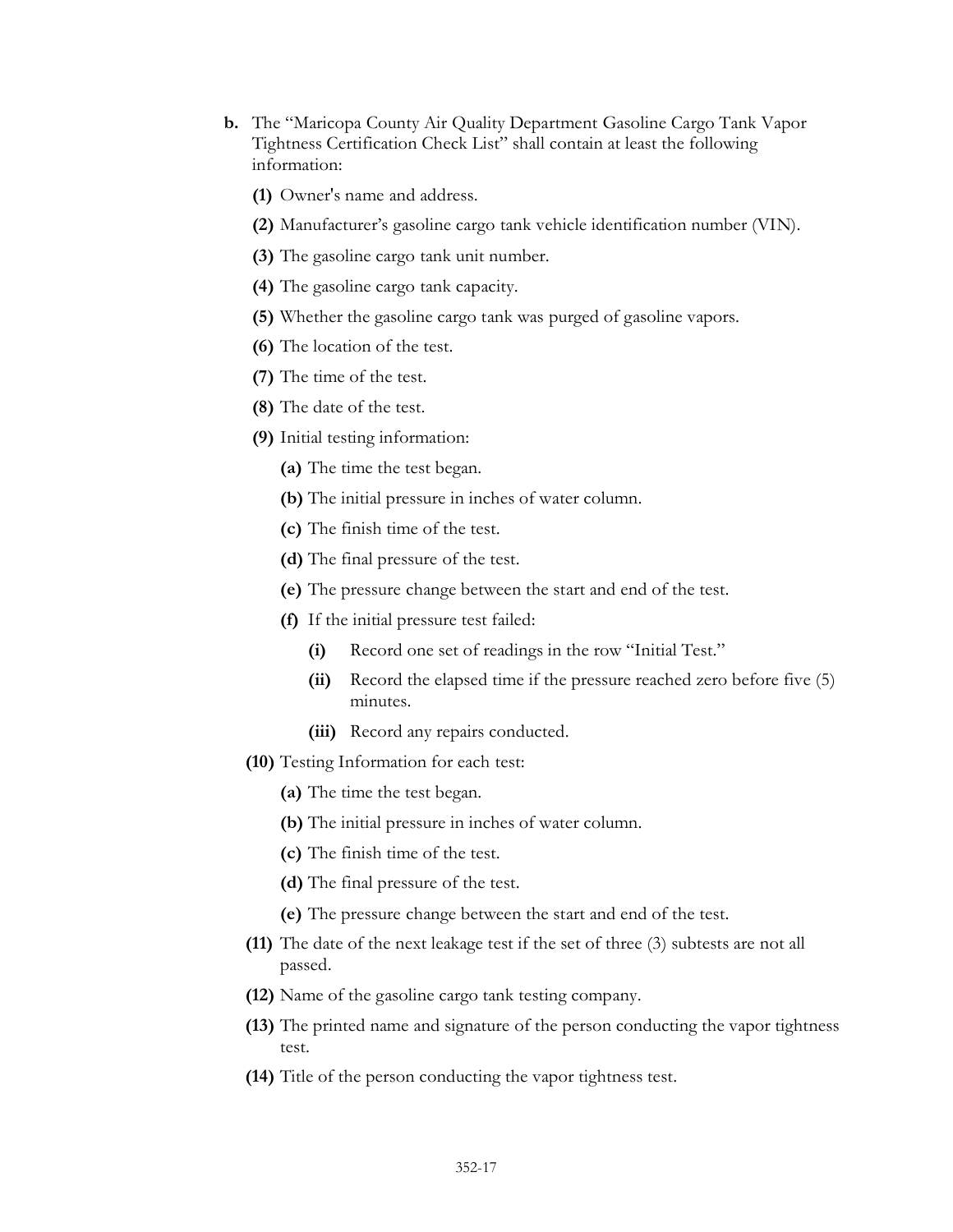**b.** The "Maricopa County Air Quality Department Gasoline Cargo Tank Vapor Tightness Certification Check List" shall contain at least the following information:

**(1)** Owner's name and address.

**(2)** Manufacturer's gasoline cargo tank vehicle identification number (VIN).

**(3)** The gasoline cargo tank unit number.

**(4)** The gasoline cargo tank capacity.

**(5)** Whether the gasoline cargo tank was purged of gasoline vapors.

**(6)** The location of the test.

**(7)** The time of the test.

**(8)** The date of the test.

**(9)** Initial testing information:

**(a)** The time the test began.

**(b)** The initial pressure in inches of water column.

**(c)** The finish time of the test.

**(d)** The final pressure of the test.

**(e)** The pressure change between the start and end of the test.

**(f)** If the initial pressure test failed:

**(i)** Record one set of readings in the row "Initial Test."

**(ii)** Record the elapsed time if the pressure reached zero before five (5) minutes.

**(iii)** Record any repairs conducted.

**(10)** Testing Information for each test:

**(a)** The time the test began.

**(b)** The initial pressure in inches of water column.

**(c)** The finish time of the test.

**(d)** The final pressure of the test.

**(e)** The pressure change between the start and end of the test.

**(11)** The date of the next leakage test if the set of three (3) subtests are not all passed.

**(12)** Name of the gasoline cargo tank testing company.

**(13)** The printed name and signature of the person conducting the vapor tightness test.

**(14)** Title of the person conducting the vapor tightness test.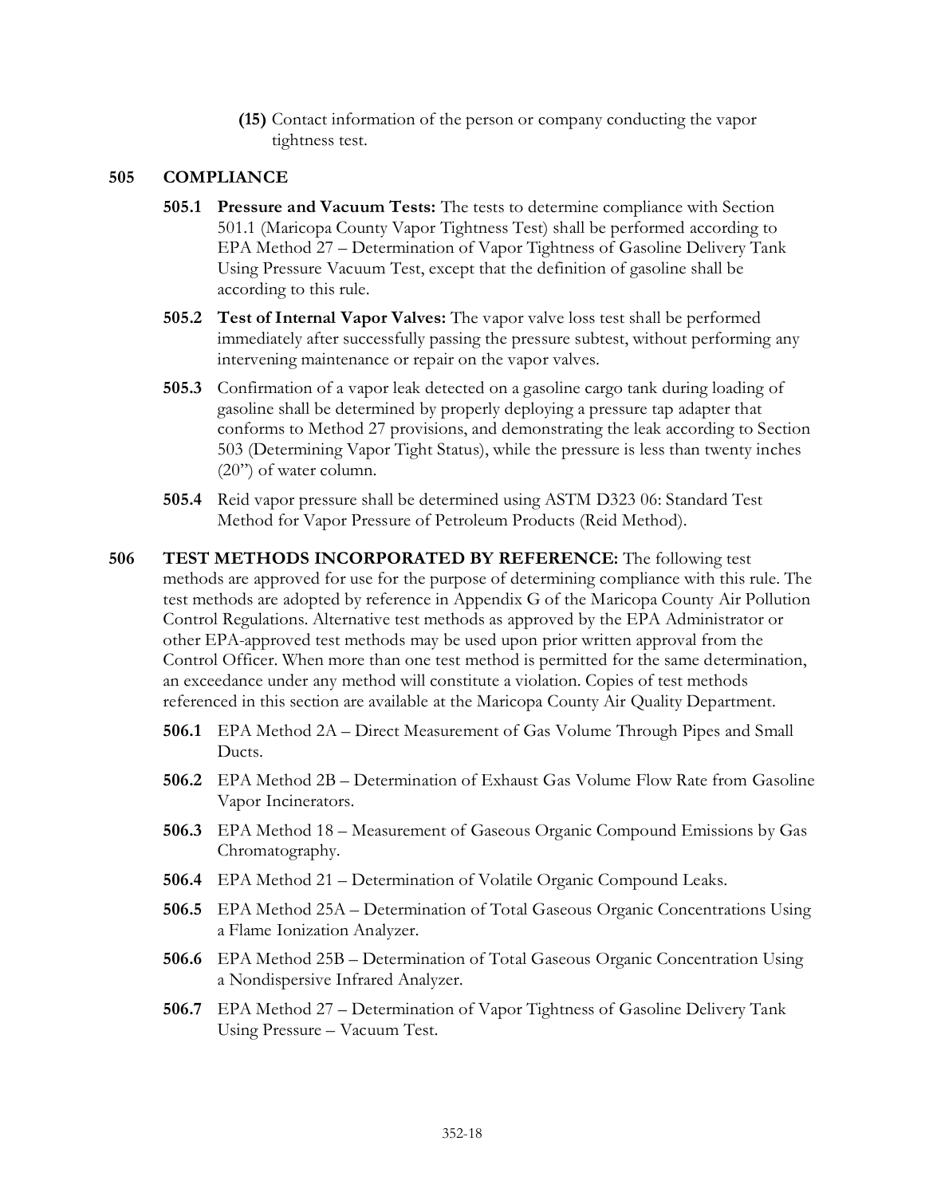**(15)** Contact information of the person or company conducting the vapor tightness test.

## 505 COMPLIANCE

**505.1 Pressure and Vacuum Tests:** The tests to determine compliance with Section 501.1 (Maricopa County Vapor Tightness Test) shall be performed according to EPA Method 27 – Determination of Vapor Tightness of Gasoline Delivery Tank Using Pressure Vacuum Test, except that the definition of gasoline shall be according to this rule.

**505.2 Test of Internal Vapor Valves:** The vapor valve loss test shall be performed immediately after successfully passing the pressure subtest, without performing any intervening maintenance or repair on the vapor valves.

**505.3** Confirmation of a vapor leak detected on a gasoline cargo tank during loading of gasoline shall be determined by properly deploying a pressure tap adapter that conforms to Method 27 provisions, and demonstrating the leak according to Section 503 (Determining Vapor Tight Status), while the pressure is less than twenty inches (20") of water column.

**505.4** Reid vapor pressure shall be determined using ASTM D323 06: Standard Test Method for Vapor Pressure of Petroleum Products (Reid Method).

## 506 TEST METHODS INCORPORATED BY REFERENCE:

The following test methods are approved for use for the purpose of determining compliance with this rule. The test methods are adopted by reference in Appendix G of the Maricopa County Air Pollution Control Regulations. Alternative test methods as approved by the EPA Administrator or other EPA-approved test methods may be used upon prior written approval from the Control Officer. When more than one test method is permitted for the same determination, an exceedance under any method will constitute a violation. Copies of test methods referenced in this section are available at the Maricopa County Air Quality Department.

**506.1** EPA Method 2A – Direct Measurement of Gas Volume Through Pipes and Small Ducts.

**506.2** EPA Method 2B – Determination of Exhaust Gas Volume Flow Rate from Gasoline Vapor Incinerators.

**506.3** EPA Method 18 – Measurement of Gaseous Organic Compound Emissions by Gas Chromatography.

**506.4** EPA Method 21 – Determination of Volatile Organic Compound Leaks.

**506.5** EPA Method 25A – Determination of Total Gaseous Organic Concentrations Using a Flame Ionization Analyzer.

**506.6** EPA Method 25B – Determination of Total Gaseous Organic Concentration Using a Nondispersive Infrared Analyzer.

**506.7** EPA Method 27 – Determination of Vapor Tightness of Gasoline Delivery Tank Using Pressure – Vacuum Test.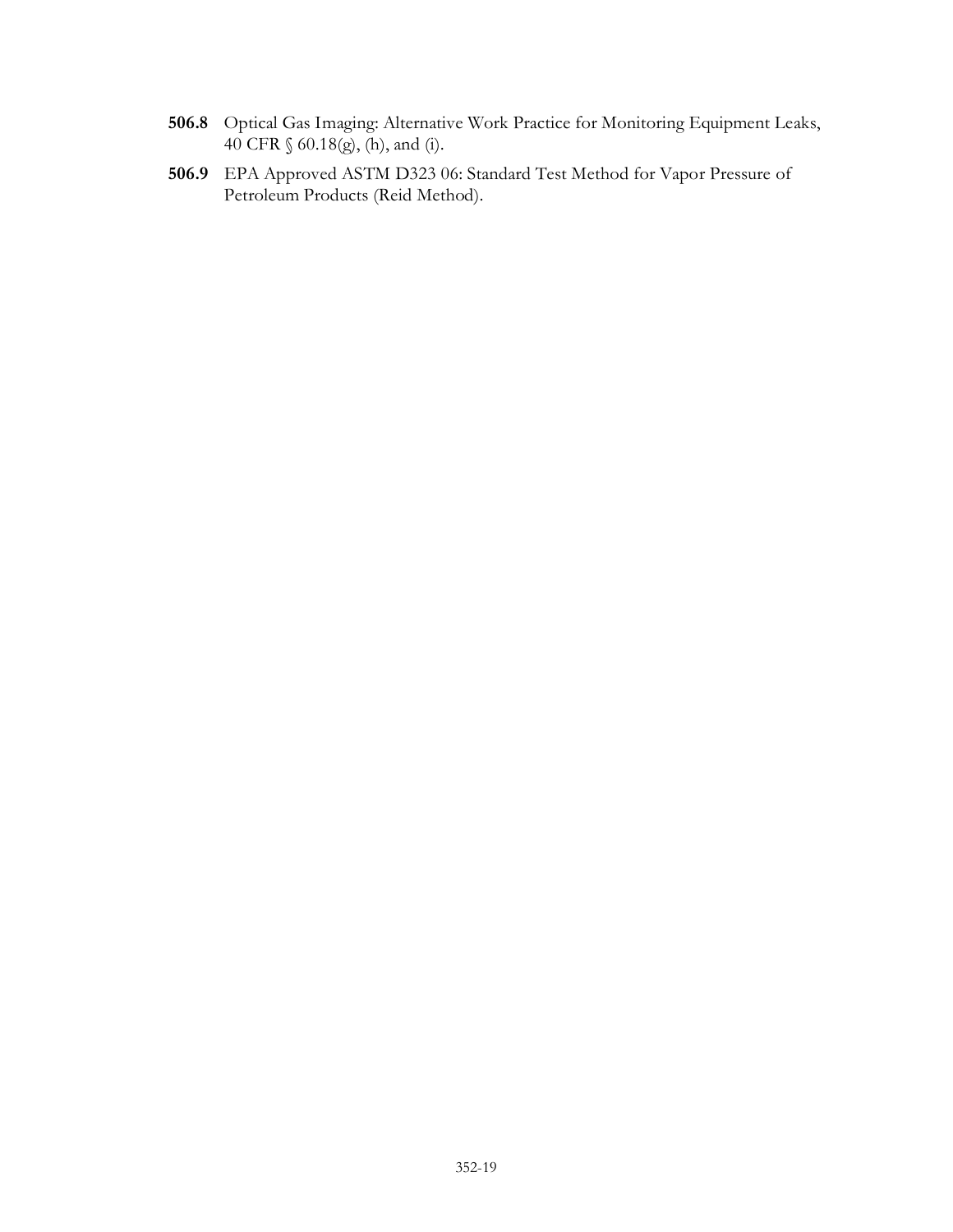**506.8** Optical Gas Imaging: Alternative Work Practice for Monitoring Equipment Leaks, 40 CFR § 60.18(g), (h), and (i).

**506.9** EPA Approved ASTM D323 06: Standard Test Method for Vapor Pressure of Petroleum Products (Reid Method).